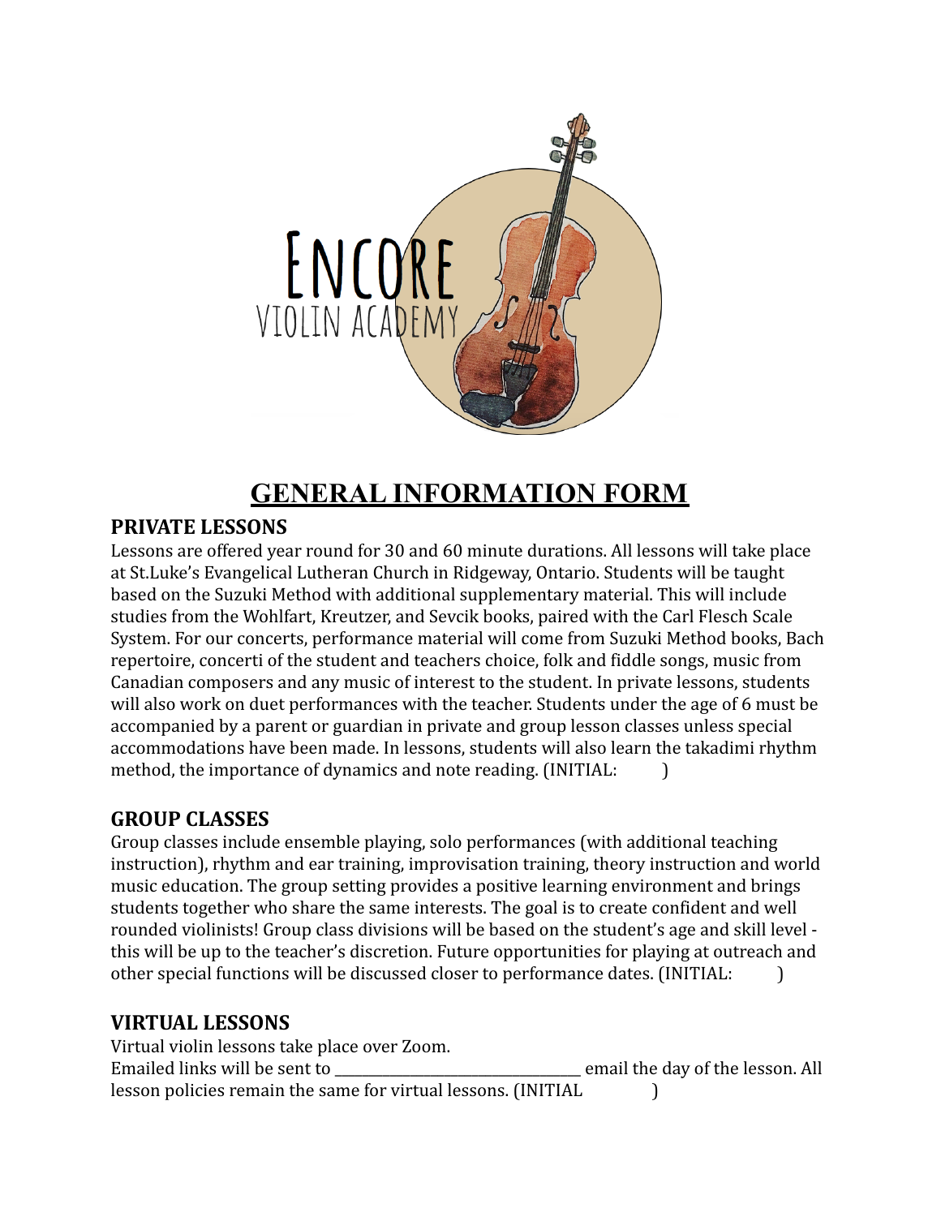ENCORE
VIOLIN ACADEMY

# GENERAL INFORMATION FORM

## PRIVATE LESSONS

Lessons are offered year round for 30 and 60 minute durations. All lessons will take place at St.Luke's Evangelical Lutheran Church in Ridgeway, Ontario. Students will be taught based on the Suzuki Method with additional supplementary material. This will include studies from the Wohlfart, Kreutzer, and Sevcik books, paired with the Carl Flesch Scale System. For our concerts, performance material will come from Suzuki Method books, Bach repertoire, concerti of the student and teachers choice, folk and fiddle songs, music from Canadian composers and any music of interest to the student. In private lessons, students will also work on duet performances with the teacher. Students under the age of 6 must be accompanied by a parent or guardian in private and group lesson classes unless special accommodations have been made. In lessons, students will also learn the takadimi rhythm method, the importance of dynamics and note reading. (INITIAL:          )

## GROUP CLASSES

Group classes include ensemble playing, solo performances (with additional teaching instruction), rhythm and ear training, improvisation training, theory instruction and world music education. The group setting provides a positive learning environment and brings students together who share the same interests. The goal is to create confident and well rounded violinists! Group class divisions will be based on the student's age and skill level - this will be up to the teacher's discretion. Future opportunities for playing at outreach and other special functions will be discussed closer to performance dates. (INITIAL:          )

## VIRTUAL LESSONS

Virtual violin lessons take place over Zoom.
Emailed links will be sent to ________________________________ email the day of the lesson. All lesson policies remain the same for virtual lessons. (INITIAL          )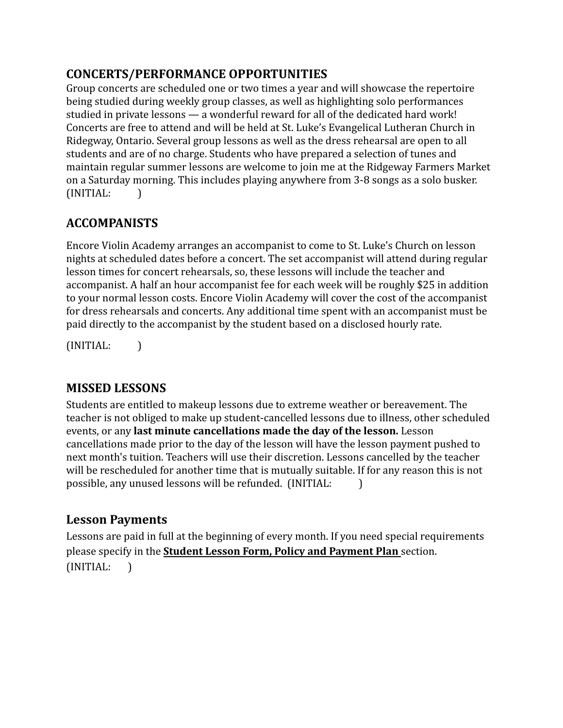## CONCERTS/PERFORMANCE OPPORTUNITIES

Group concerts are scheduled one or two times a year and will showcase the repertoire being studied during weekly group classes, as well as highlighting solo performances studied in private lessons — a wonderful reward for all of the dedicated hard work! Concerts are free to attend and will be held at St. Luke's Evangelical Lutheran Church in Ridegway, Ontario. Several group lessons as well as the dress rehearsal are open to all students and are of no charge. Students who have prepared a selection of tunes and maintain regular summer lessons are welcome to join me at the Ridgeway Farmers Market on a Saturday morning. This includes playing anywhere from 3-8 songs as a solo busker. (INITIAL: )

## ACCOMPANISTS

Encore Violin Academy arranges an accompanist to come to St. Luke's Church on lesson nights at scheduled dates before a concert. The set accompanist will attend during regular lesson times for concert rehearsals, so, these lessons will include the teacher and accompanist. A half an hour accompanist fee for each week will be roughly $25 in addition to your normal lesson costs. Encore Violin Academy will cover the cost of the accompanist for dress rehearsals and concerts. Any additional time spent with an accompanist must be paid directly to the accompanist by the student based on a disclosed hourly rate.

(INITIAL: )

## MISSED LESSONS

Students are entitled to makeup lessons due to extreme weather or bereavement. The teacher is not obliged to make up student-cancelled lessons due to illness, other scheduled events, or any **last minute cancellations made the day of the lesson.** Lesson cancellations made prior to the day of the lesson will have the lesson payment pushed to next month's tuition. Teachers will use their discretion. Lessons cancelled by the teacher will be rescheduled for another time that is mutually suitable. If for any reason this is not possible, any unused lessons will be refunded. (INITIAL: )

## Lesson Payments

Lessons are paid in full at the beginning of every month. If you need special requirements please specify in the **Student Lesson Form, Policy and Payment Plan** section.
(INITIAL: )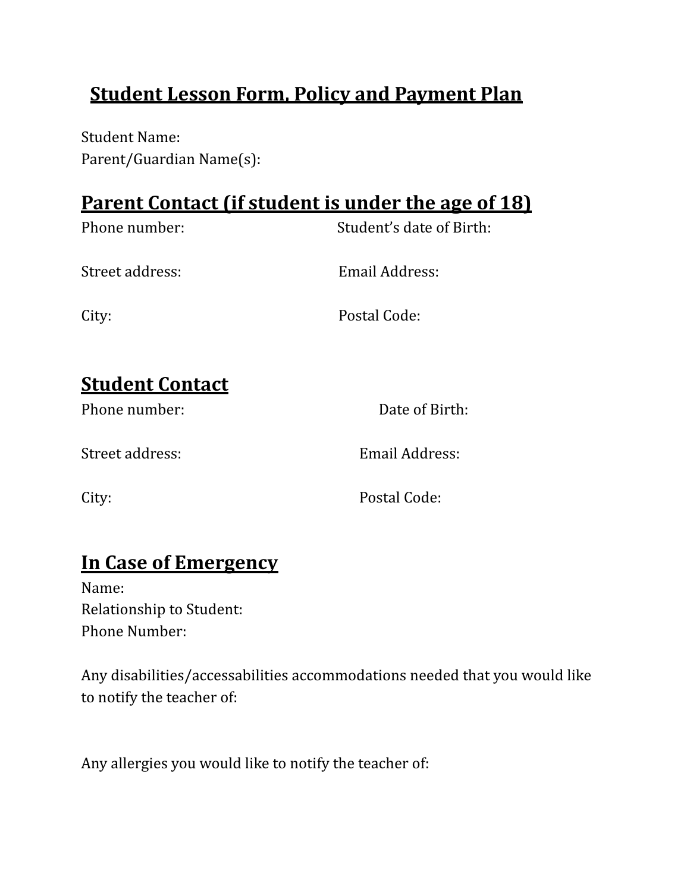# Student Lesson Form, Policy and Payment Plan

Student Name:
Parent/Guardian Name(s):

## Parent Contact (if student is under the age of 18)

Phone number: Student's date of Birth:

Street address: Email Address:

City: Postal Code:

## Student Contact

Phone number: Date of Birth:

Street address: Email Address:

City: Postal Code:

## In Case of Emergency

Name:
Relationship to Student:
Phone Number:

Any disabilities/accessabilities accommodations needed that you would like to notify the teacher of:

Any allergies you would like to notify the teacher of: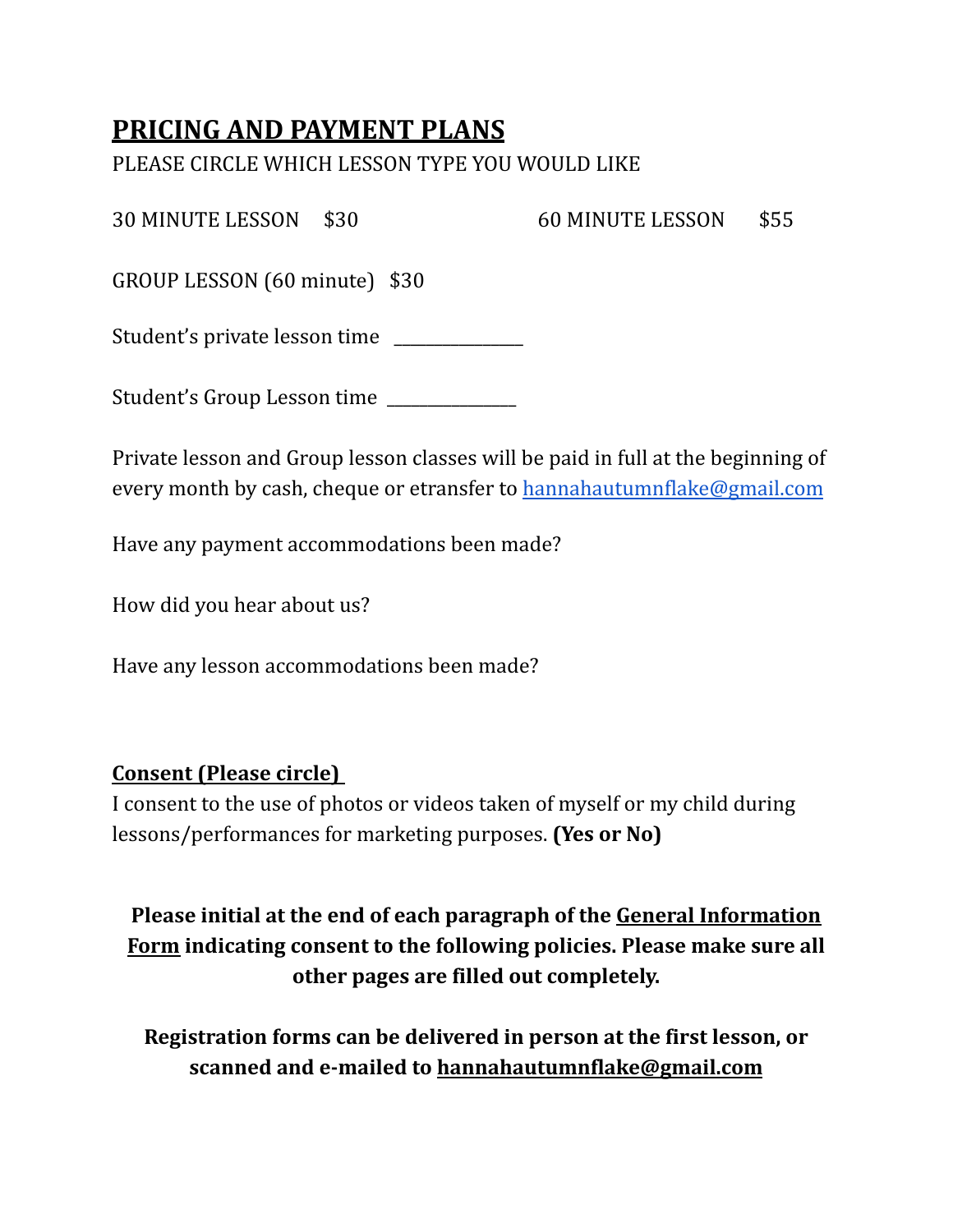# **PRICING AND PAYMENT PLANS**

PLEASE CIRCLE WHICH LESSON TYPE YOU WOULD LIKE

30 MINUTE LESSON $30 60 MINUTE LESSON $55

GROUP LESSON (60 minute) $30

Student's private lesson time _______________

Student's Group Lesson time _______________

Private lesson and Group lesson classes will be paid in full at the beginning of every month by cash, cheque or etransfer to hannahautumnflake@gmail.com

Have any payment accommodations been made?

How did you hear about us?

Have any lesson accommodations been made?

**Consent (Please circle)**

I consent to the use of photos or videos taken of myself or my child during lessons/performances for marketing purposes. **(Yes or No)**

**Please initial at the end of each paragraph of the General Information Form indicating consent to the following policies. Please make sure all other pages are filled out completely.**

**Registration forms can be delivered in person at the first lesson, or scanned and e-mailed to hannahautumnflake@gmail.com**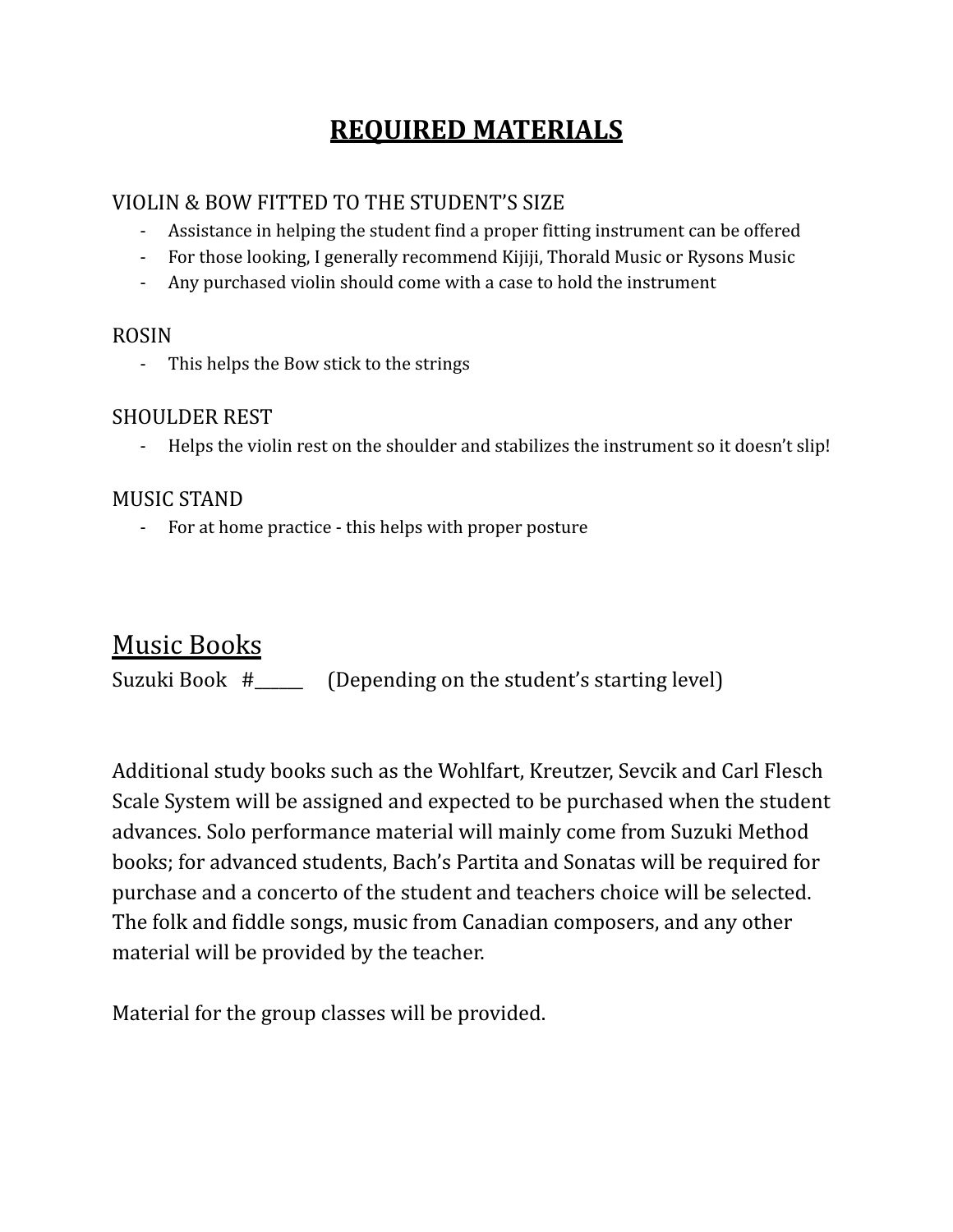# REQUIRED MATERIALS

VIOLIN & BOW FITTED TO THE STUDENT'S SIZE

- Assistance in helping the student find a proper fitting instrument can be offered
- For those looking, I generally recommend Kijiji, Thorald Music or Rysons Music
- Any purchased violin should come with a case to hold the instrument

ROSIN

- This helps the Bow stick to the strings

SHOULDER REST

- Helps the violin rest on the shoulder and stabilizes the instrument so it doesn't slip!

MUSIC STAND

- For at home practice - this helps with proper posture

## Music Books

Suzuki Book #\_\_\_\_\_\_ (Depending on the student's starting level)

Additional study books such as the Wohlfart, Kreutzer, Sevcik and Carl Flesch Scale System will be assigned and expected to be purchased when the student advances. Solo performance material will mainly come from Suzuki Method books; for advanced students, Bach's Partita and Sonatas will be required for purchase and a concerto of the student and teachers choice will be selected. The folk and fiddle songs, music from Canadian composers, and any other material will be provided by the teacher.

Material for the group classes will be provided.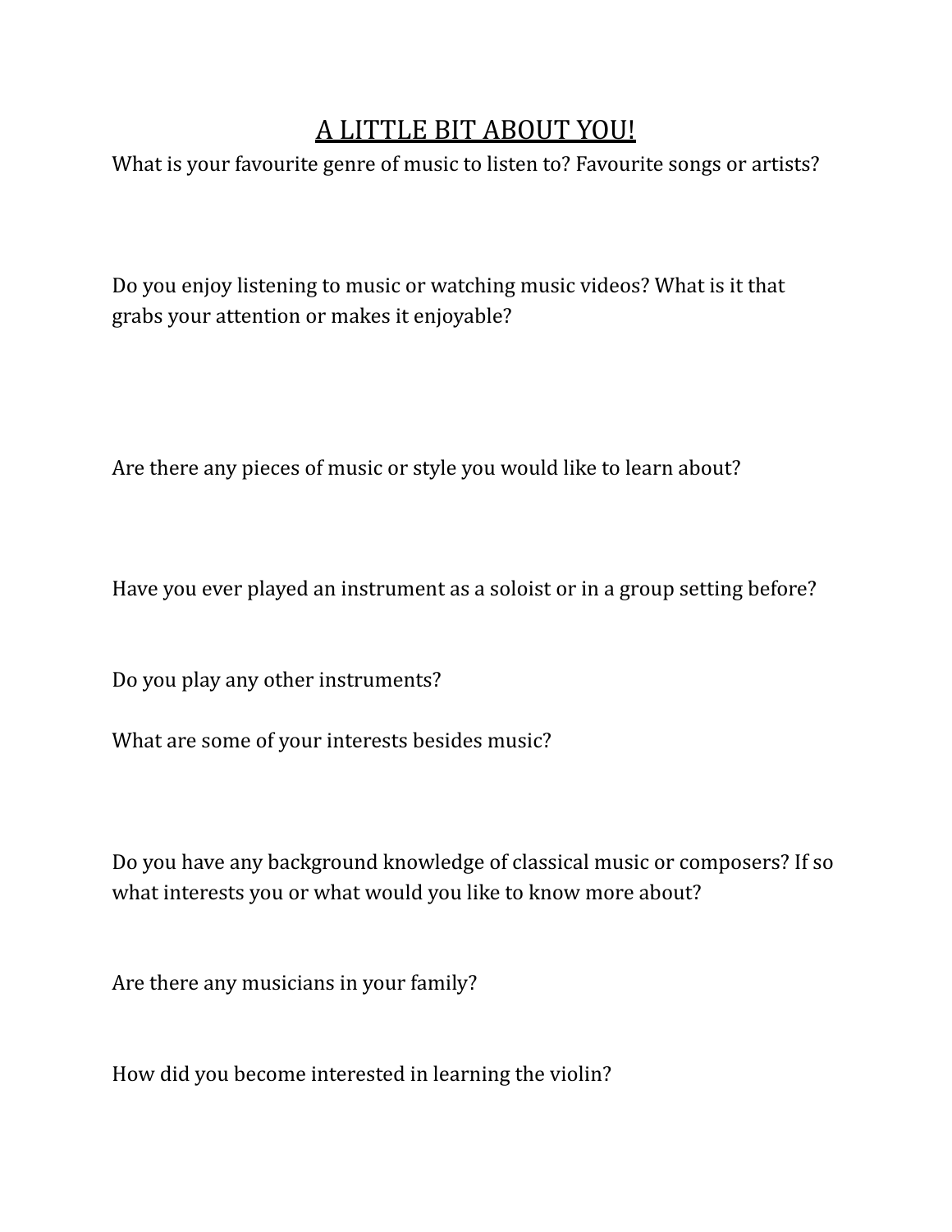# A LITTLE BIT ABOUT YOU!

What is your favourite genre of music to listen to? Favourite songs or artists?

Do you enjoy listening to music or watching music videos? What is it that grabs your attention or makes it enjoyable?

Are there any pieces of music or style you would like to learn about?

Have you ever played an instrument as a soloist or in a group setting before?

Do you play any other instruments?

What are some of your interests besides music?

Do you have any background knowledge of classical music or composers? If so what interests you or what would you like to know more about?

Are there any musicians in your family?

How did you become interested in learning the violin?